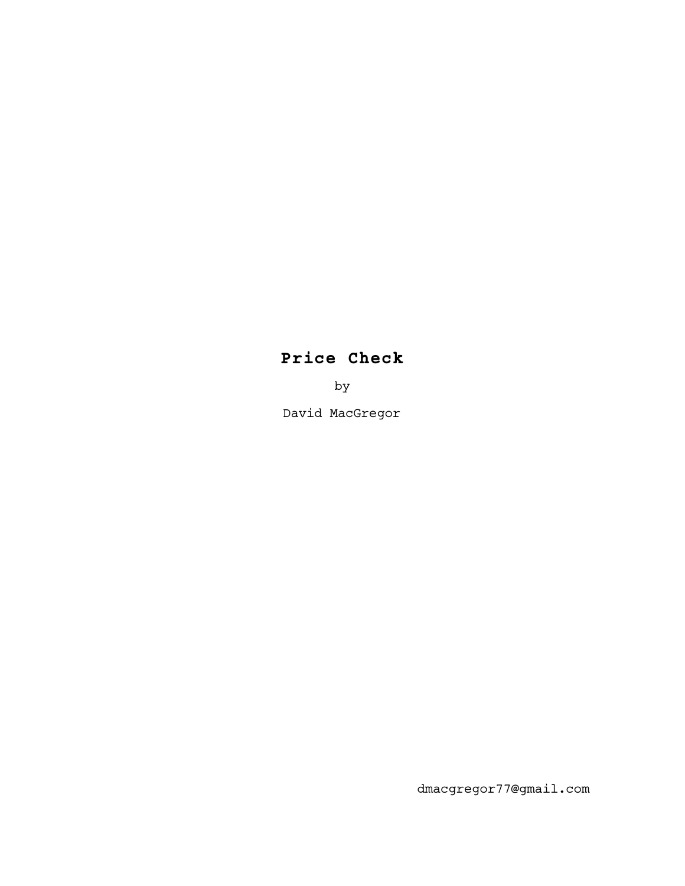# Price Check

by

David MacGregor

dmacgregor77@gmail.com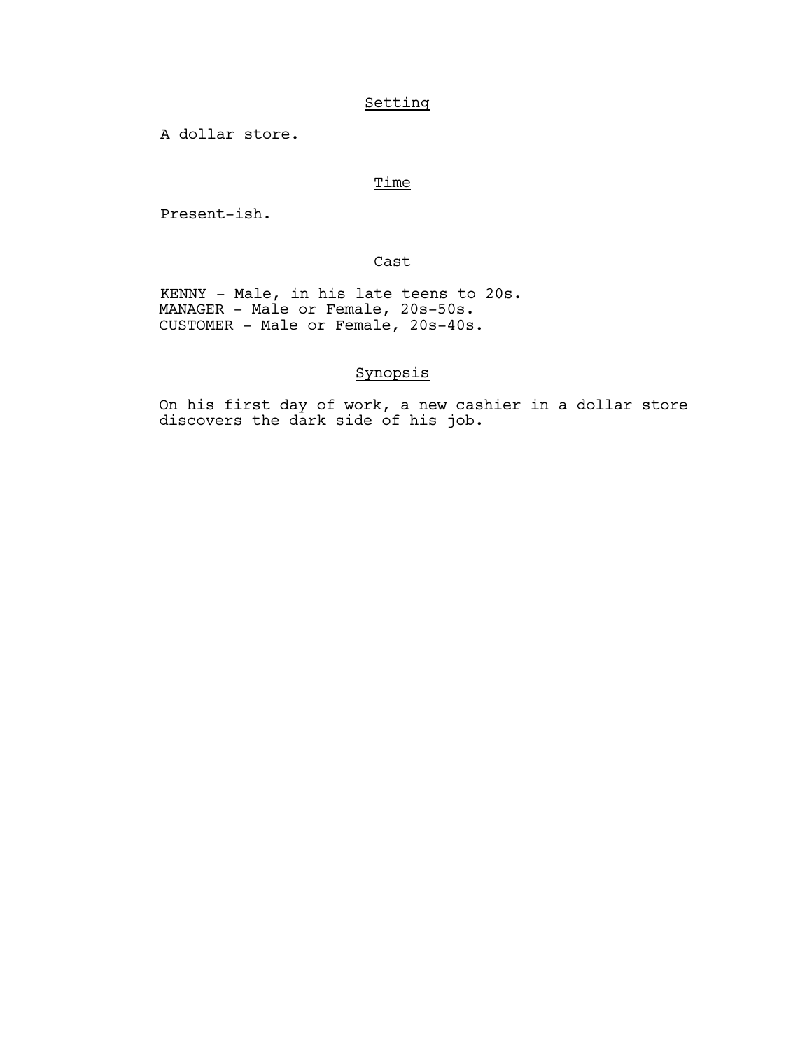## Setting

A dollar store.

## Time

Present-ish.

## Cast

KENNY - Male, in his late teens to 20s.
MANAGER - Male or Female, 20s-50s.
CUSTOMER - Male or Female, 20s-40s.

## Synopsis

On his first day of work, a new cashier in a dollar store discovers the dark side of his job.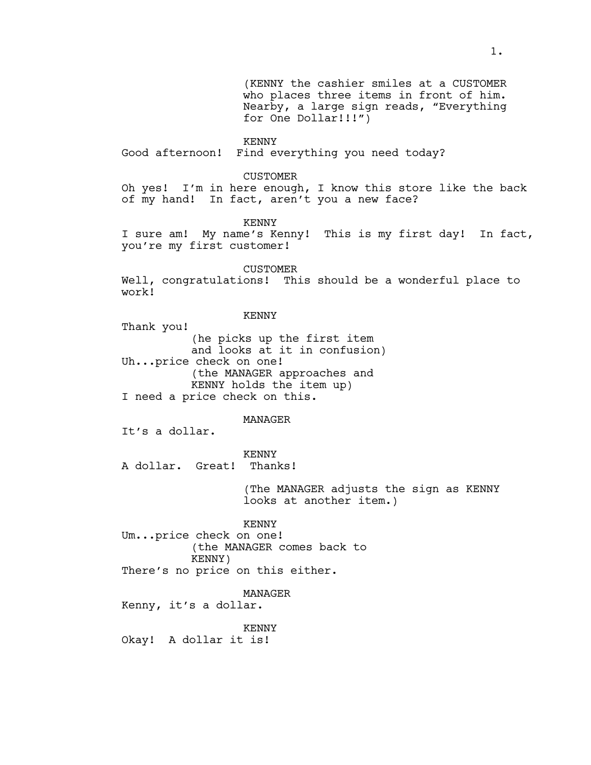(KENNY the cashier smiles at a CUSTOMER who places three items in front of him. Nearby, a large sign reads, "Everything for One Dollar!!!")

KENNY
Good afternoon! Find everything you need today?

CUSTOMER
Oh yes! I'm in here enough, I know this store like the back of my hand! In fact, aren't you a new face?

KENNY
I sure am! My name's Kenny! This is my first day! In fact, you're my first customer!

CUSTOMER
Well, congratulations! This should be a wonderful place to work!

KENNY
Thank you!
(he picks up the first item and looks at it in confusion)
Uh...price check on one!
(the MANAGER approaches and KENNY holds the item up)
I need a price check on this.

MANAGER
It's a dollar.

KENNY
A dollar. Great! Thanks!

(The MANAGER adjusts the sign as KENNY looks at another item.)

KENNY
Um...price check on one!
(the MANAGER comes back to KENNY)
There's no price on this either.

MANAGER
Kenny, it's a dollar.

KENNY
Okay! A dollar it is!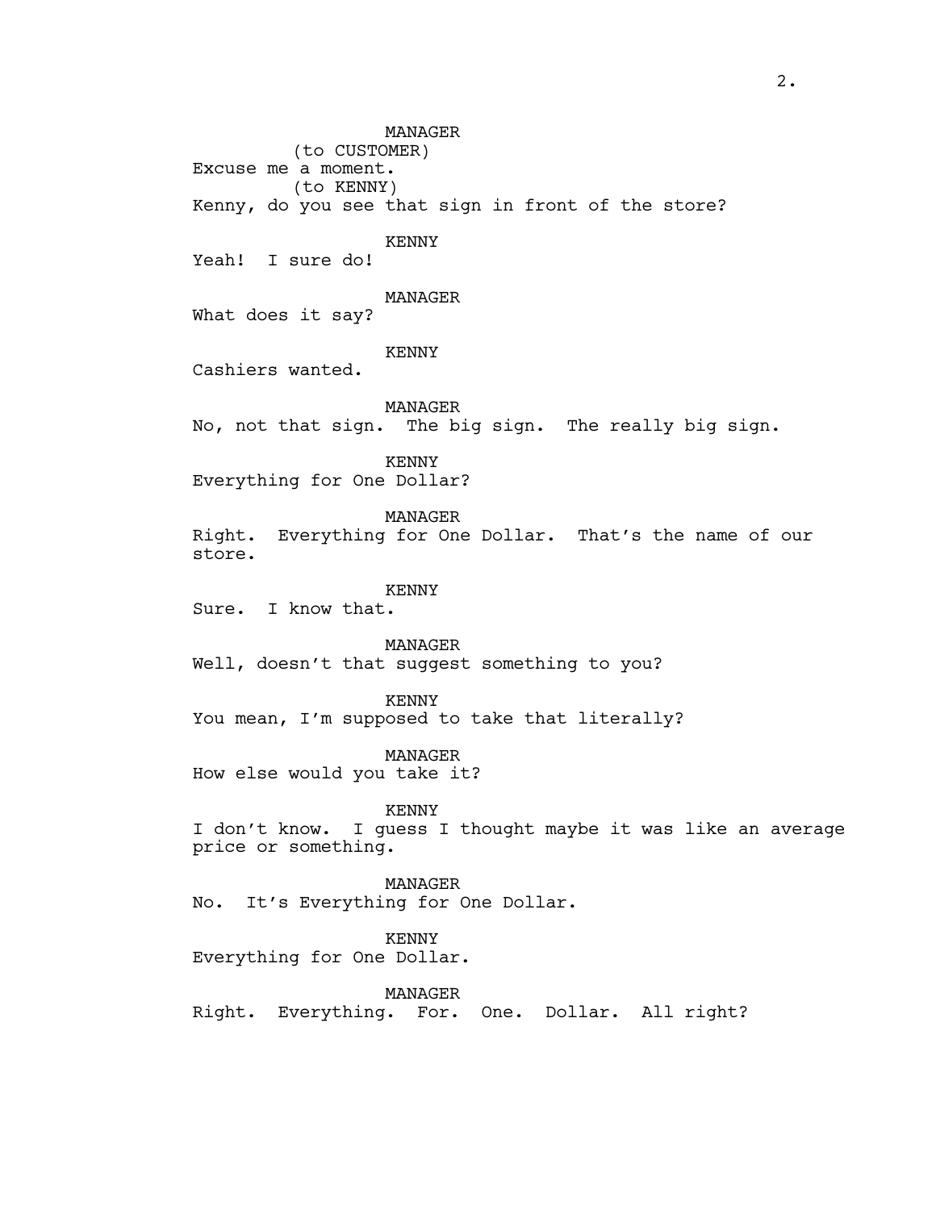MANAGER
(to CUSTOMER)
Excuse me a moment.
(to KENNY)
Kenny, do you see that sign in front of the store?

KENNY
Yeah! I sure do!

MANAGER
What does it say?

KENNY
Cashiers wanted.

MANAGER
No, not that sign. The big sign. The really big sign.

KENNY
Everything for One Dollar?

MANAGER
Right. Everything for One Dollar. That's the name of our store.

KENNY
Sure. I know that.

MANAGER
Well, doesn't that suggest something to you?

KENNY
You mean, I'm supposed to take that literally?

MANAGER
How else would you take it?

KENNY
I don't know. I guess I thought maybe it was like an average price or something.

MANAGER
No. It's Everything for One Dollar.

KENNY
Everything for One Dollar.

MANAGER
Right. Everything. For. One. Dollar. All right?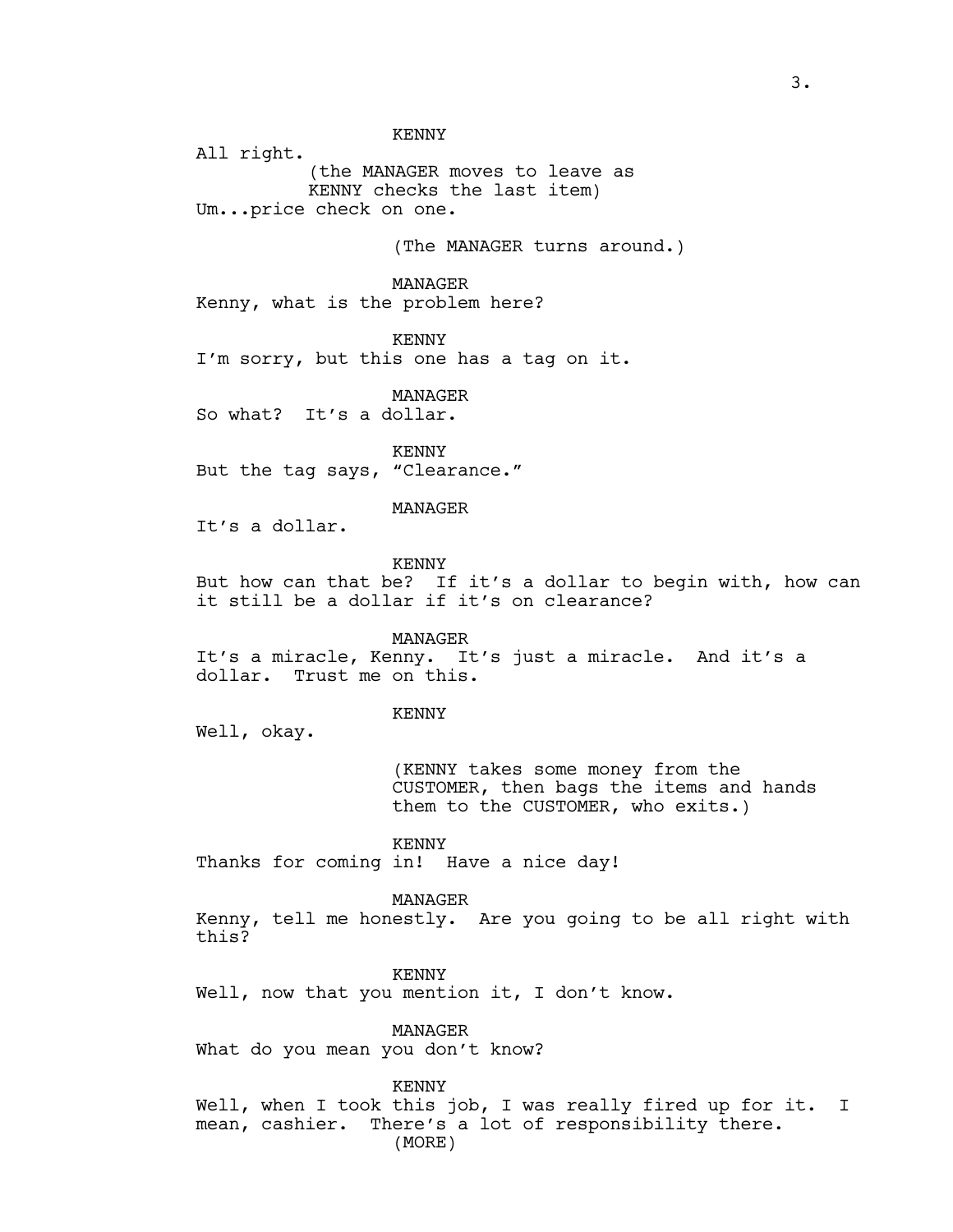KENNY
All right.
(the MANAGER moves to leave as KENNY checks the last item)
Um...price check on one.

(The MANAGER turns around.)

MANAGER
Kenny, what is the problem here?

KENNY
I'm sorry, but this one has a tag on it.

MANAGER
So what? It's a dollar.

KENNY
But the tag says, "Clearance."

MANAGER
It's a dollar.

KENNY
But how can that be? If it's a dollar to begin with, how can it still be a dollar if it's on clearance?

MANAGER
It's a miracle, Kenny. It's just a miracle. And it's a dollar. Trust me on this.

KENNY
Well, okay.

(KENNY takes some money from the CUSTOMER, then bags the items and hands them to the CUSTOMER, who exits.)

KENNY
Thanks for coming in! Have a nice day!

MANAGER
Kenny, tell me honestly. Are you going to be all right with this?

KENNY
Well, now that you mention it, I don't know.

MANAGER
What do you mean you don't know?

KENNY
Well, when I took this job, I was really fired up for it. I mean, cashier. There's a lot of responsibility there.
(MORE)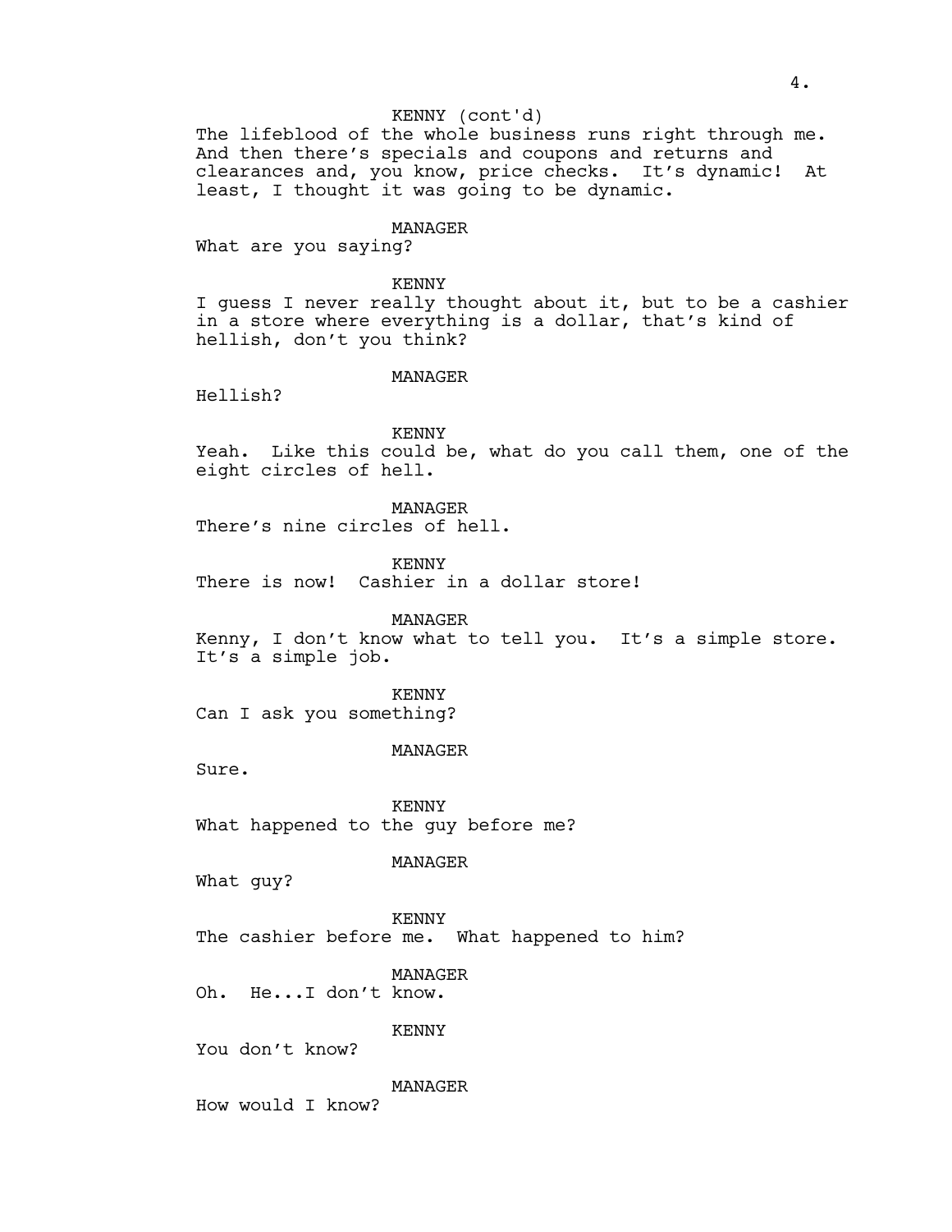KENNY (cont'd)

The lifeblood of the whole business runs right through me. And then there's specials and coupons and returns and clearances and, you know, price checks. It's dynamic! At least, I thought it was going to be dynamic.

MANAGER

What are you saying?

KENNY

I guess I never really thought about it, but to be a cashier in a store where everything is a dollar, that's kind of hellish, don't you think?

MANAGER

Hellish?

KENNY

Yeah. Like this could be, what do you call them, one of the eight circles of hell.

MANAGER

There's nine circles of hell.

KENNY

There is now! Cashier in a dollar store!

MANAGER

Kenny, I don't know what to tell you. It's a simple store. It's a simple job.

KENNY

Can I ask you something?

MANAGER

Sure.

KENNY

What happened to the guy before me?

MANAGER

What guy?

KENNY

The cashier before me. What happened to him?

MANAGER

Oh. He...I don't know.

KENNY

You don't know?

MANAGER

How would I know?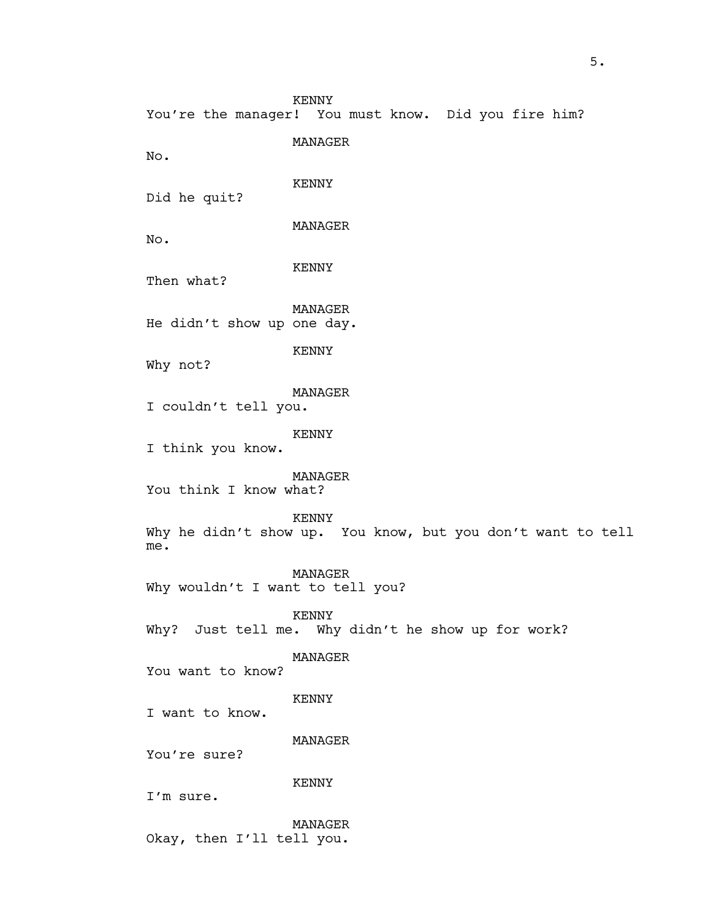KENNY
You're the manager! You must know. Did you fire him?

MANAGER
No.

KENNY
Did he quit?

MANAGER
No.

KENNY
Then what?

MANAGER
He didn't show up one day.

KENNY
Why not?

MANAGER
I couldn't tell you.

KENNY
I think you know.

MANAGER
You think I know what?

KENNY
Why he didn't show up. You know, but you don't want to tell me.

MANAGER
Why wouldn't I want to tell you?

KENNY
Why? Just tell me. Why didn't he show up for work?

MANAGER
You want to know?

KENNY
I want to know.

MANAGER
You're sure?

KENNY
I'm sure.

MANAGER
Okay, then I'll tell you.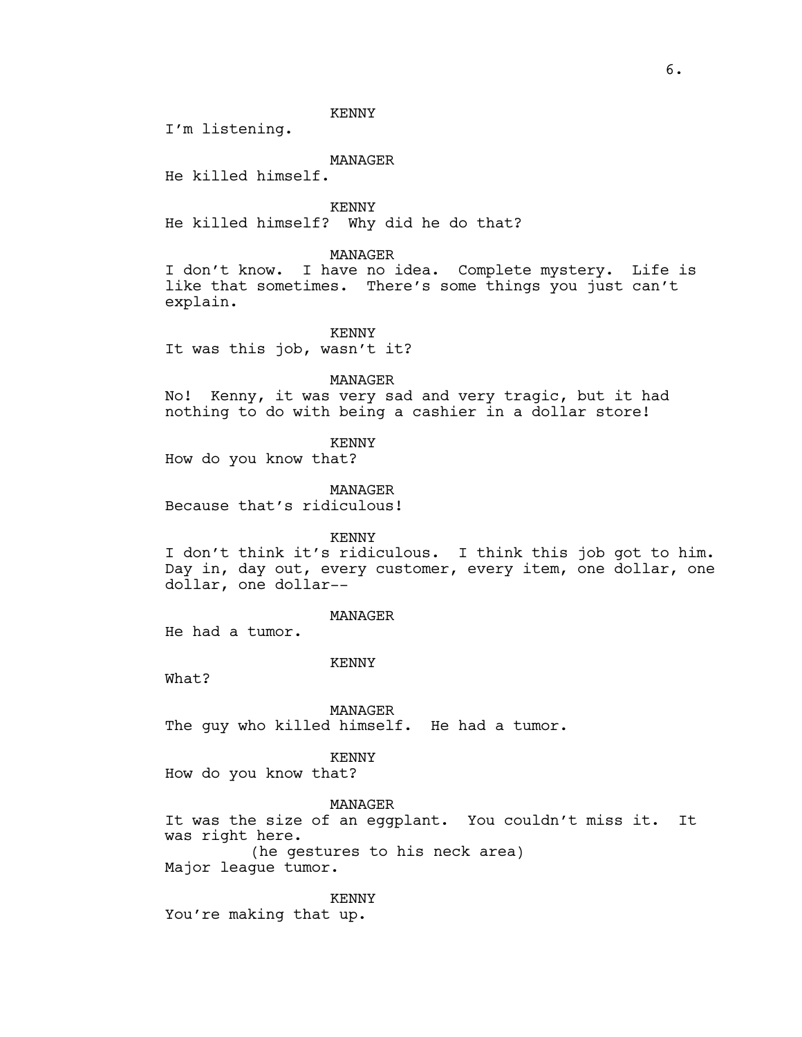KENNY

I'm listening.

MANAGER

He killed himself.

KENNY

He killed himself? Why did he do that?

MANAGER

I don't know. I have no idea. Complete mystery. Life is like that sometimes. There's some things you just can't explain.

KENNY

It was this job, wasn't it?

MANAGER

No! Kenny, it was very sad and very tragic, but it had nothing to do with being a cashier in a dollar store!

KENNY

How do you know that?

MANAGER

Because that's ridiculous!

KENNY

I don't think it's ridiculous. I think this job got to him. Day in, day out, every customer, every item, one dollar, one dollar, one dollar--

MANAGER

He had a tumor.

KENNY

What?

MANAGER

The guy who killed himself. He had a tumor.

KENNY

How do you know that?

MANAGER

It was the size of an eggplant. You couldn't miss it. It was right here.

(he gestures to his neck area)

Major league tumor.

KENNY

You're making that up.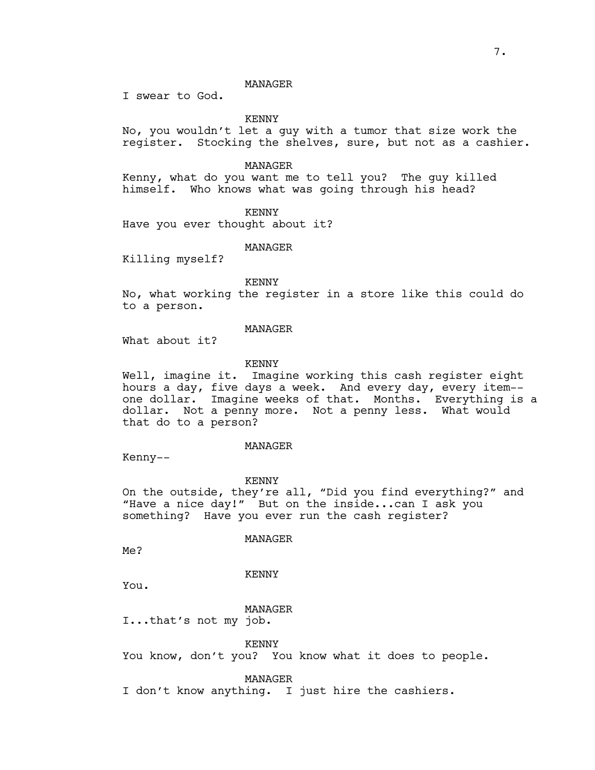MANAGER

I swear to God.

KENNY

No, you wouldn't let a guy with a tumor that size work the register. Stocking the shelves, sure, but not as a cashier.

MANAGER

Kenny, what do you want me to tell you? The guy killed himself. Who knows what was going through his head?

KENNY

Have you ever thought about it?

MANAGER

Killing myself?

KENNY

No, what working the register in a store like this could do to a person.

MANAGER

What about it?

KENNY

Well, imagine it. Imagine working this cash register eight hours a day, five days a week. And every day, every item--one dollar. Imagine weeks of that. Months. Everything is a dollar. Not a penny more. Not a penny less. What would that do to a person?

MANAGER

Kenny--

KENNY

On the outside, they're all, "Did you find everything?" and "Have a nice day!" But on the inside...can I ask you something? Have you ever run the cash register?

MANAGER

Me?

KENNY

You.

MANAGER

I...that's not my job.

KENNY

You know, don't you? You know what it does to people.

MANAGER

I don't know anything. I just hire the cashiers.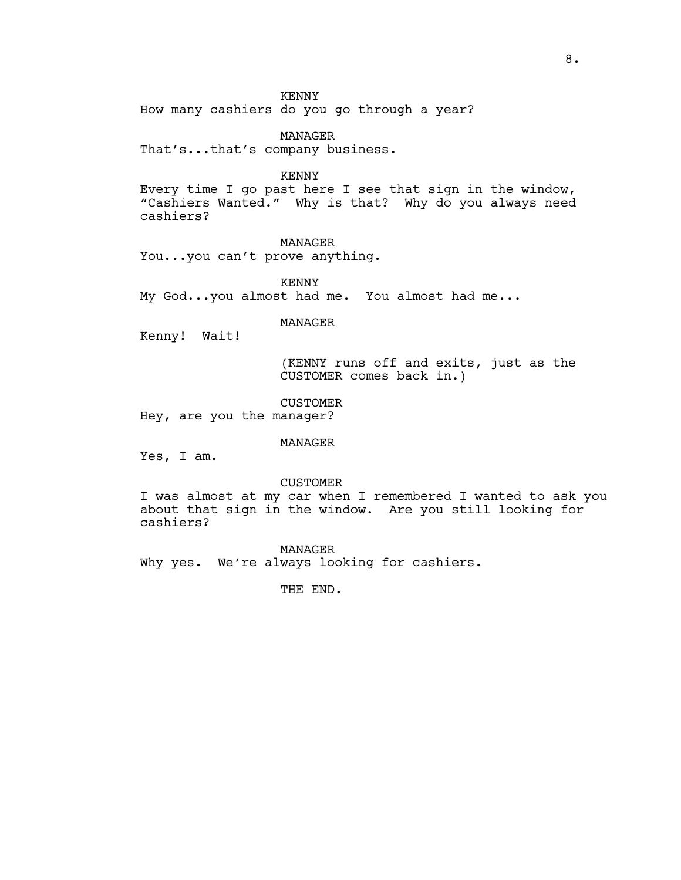KENNY

How many cashiers do you go through a year?

MANAGER

That's...that's company business.

KENNY

Every time I go past here I see that sign in the window, "Cashiers Wanted." Why is that? Why do you always need cashiers?

MANAGER

You...you can't prove anything.

KENNY

My God...you almost had me. You almost had me...

MANAGER

Kenny! Wait!

(KENNY runs off and exits, just as the CUSTOMER comes back in.)

CUSTOMER

Hey, are you the manager?

MANAGER

Yes, I am.

CUSTOMER

I was almost at my car when I remembered I wanted to ask you about that sign in the window. Are you still looking for cashiers?

MANAGER

Why yes. We're always looking for cashiers.

THE END.